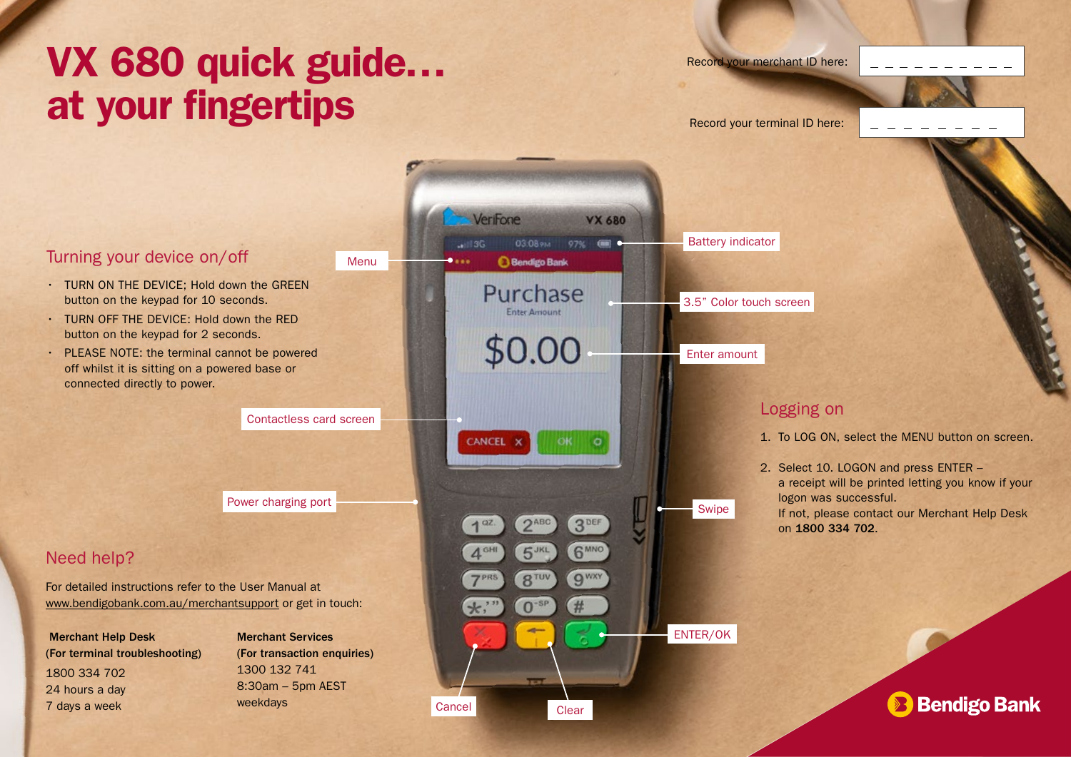# VX 680 quick guide… at your fingertips

Record your merchant ID here: _ _ _ _ _ _ _ _ _ _

Record your terminal ID here: _ _ _ _ _ _ _ _

## Turning your device on/off

- TURN ON THE DEVICE; Hold down the GREEN button on the keypad for 10 seconds.
- TURN OFF THE DEVICE: Hold down the RED button on the keypad for 2 seconds.
- PLEASE NOTE: the terminal cannot be powered off whilst it is sitting on a powered base or connected directly to power.

Menu

Contactless card screen

Power charging port

Battery indicator

3.5" Color touch screen

Enter amount

Swipe

ENTER/OK

Cancel

Clear

## Logging on

1. To LOG ON, select the MENU button on screen.
2. Select 10. LOGON and press ENTER – a receipt will be printed letting you know if your logon was successful. If not, please contact our Merchant Help Desk on **1800 334 702**.

## Need help?

For detailed instructions refer to the User Manual at www.bendigobank.com.au/merchantsupport or get in touch:

**Merchant Help Desk (For terminal troubleshooting)**
1800 334 702
24 hours a day
7 days a week

**Merchant Services (For transaction enquiries)**
1300 132 741
8:30am – 5pm AEST
weekdays

Bendigo Bank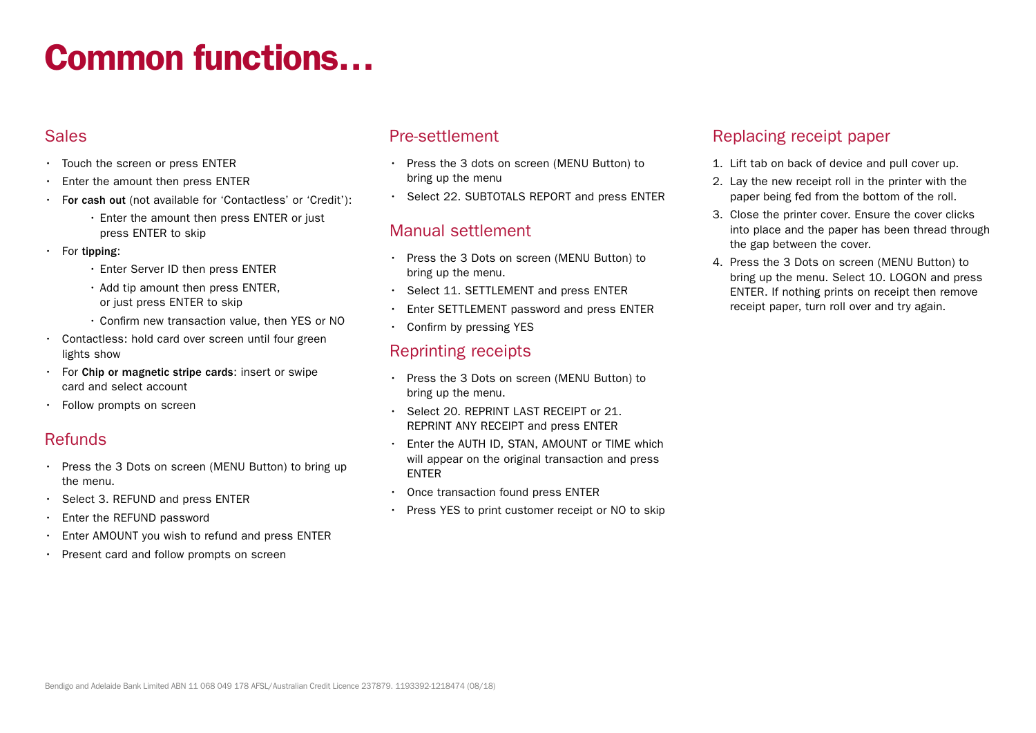# Common functions…

## Sales

- Touch the screen or press ENTER
- Enter the amount then press ENTER
- **For cash out** (not available for 'Contactless' or 'Credit'):
  - Enter the amount then press ENTER or just press ENTER to skip
- For **tipping**:
  - Enter Server ID then press ENTER
  - Add tip amount then press ENTER, or just press ENTER to skip
  - Confirm new transaction value, then YES or NO
- Contactless: hold card over screen until four green lights show
- For **Chip or magnetic stripe cards**: insert or swipe card and select account
- Follow prompts on screen

## Refunds

- Press the 3 Dots on screen (MENU Button) to bring up the menu.
- Select 3. REFUND and press ENTER
- Enter the REFUND password
- Enter AMOUNT you wish to refund and press ENTER
- Present card and follow prompts on screen

## Pre-settlement

- Press the 3 dots on screen (MENU Button) to bring up the menu
- Select 22. SUBTOTALS REPORT and press ENTER

## Manual settlement

- Press the 3 Dots on screen (MENU Button) to bring up the menu.
- Select 11. SETTLEMENT and press ENTER
- Enter SETTLEMENT password and press ENTER
- Confirm by pressing YES

## Reprinting receipts

- Press the 3 Dots on screen (MENU Button) to bring up the menu.
- Select 20. REPRINT LAST RECEIPT or 21. REPRINT ANY RECEIPT and press ENTER
- Enter the AUTH ID, STAN, AMOUNT or TIME which will appear on the original transaction and press ENTER
- Once transaction found press ENTER
- Press YES to print customer receipt or NO to skip

## Replacing receipt paper

1. Lift tab on back of device and pull cover up.
2. Lay the new receipt roll in the printer with the paper being fed from the bottom of the roll.
3. Close the printer cover. Ensure the cover clicks into place and the paper has been thread through the gap between the cover.
4. Press the 3 Dots on screen (MENU Button) to bring up the menu. Select 10. LOGON and press ENTER. If nothing prints on receipt then remove receipt paper, turn roll over and try again.

Bendigo and Adelaide Bank Limited ABN 11 068 049 178 AFSL/Australian Credit Licence 237879. 1193392-1218474 (08/18)